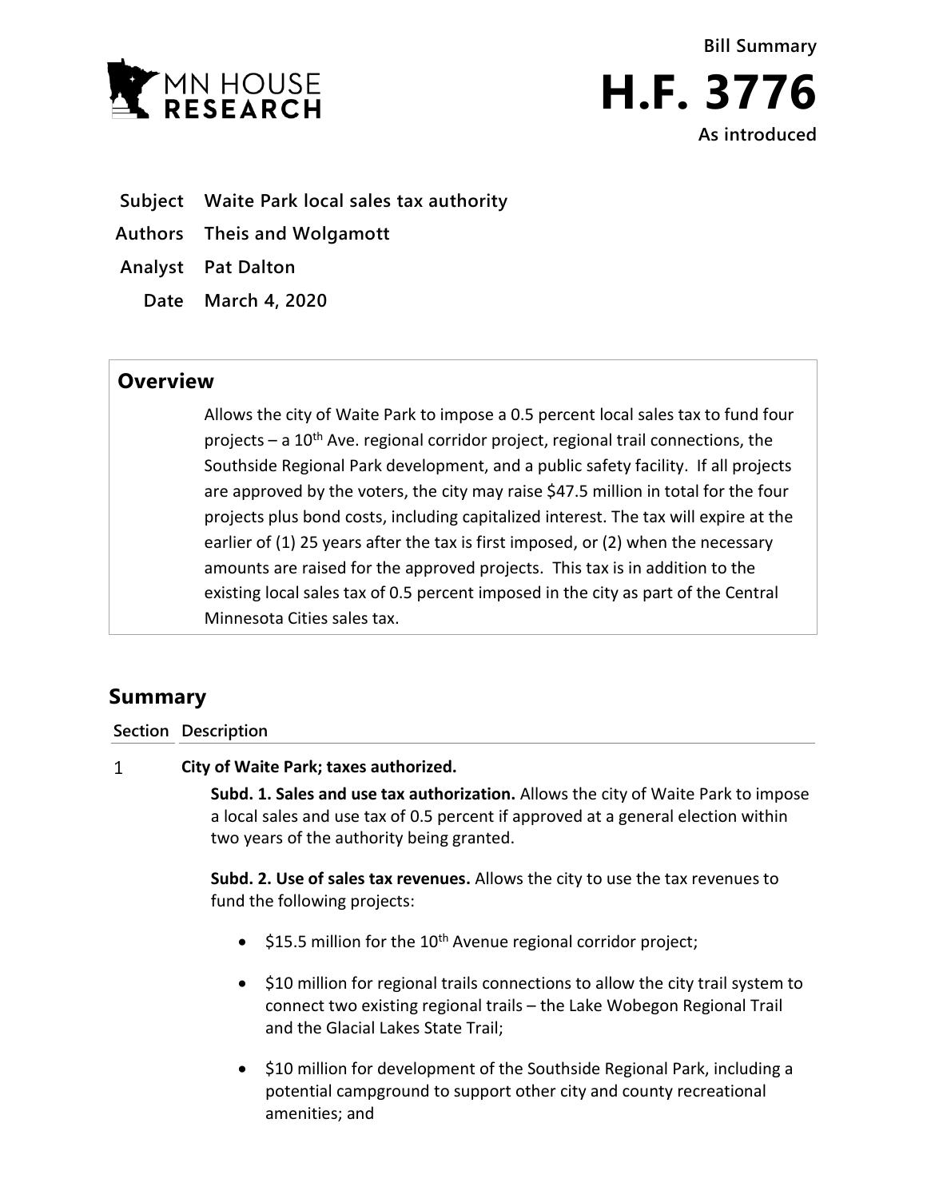MN HOUSE RESEARCH

Bill Summary

# H.F. 3776

As introduced

**Subject** Waite Park local sales tax authority

**Authors** Theis and Wolgamott

**Analyst** Pat Dalton

**Date** March 4, 2020

## Overview

Allows the city of Waite Park to impose a 0.5 percent local sales tax to fund four projects – a 10th Ave. regional corridor project, regional trail connections, the Southside Regional Park development, and a public safety facility. If all projects are approved by the voters, the city may raise $47.5 million in total for the four projects plus bond costs, including capitalized interest. The tax will expire at the earlier of (1) 25 years after the tax is first imposed, or (2) when the necessary amounts are raised for the approved projects. This tax is in addition to the existing local sales tax of 0.5 percent imposed in the city as part of the Central Minnesota Cities sales tax.

## Summary

| Section | Description |
|---|---|
| 1 | **City of Waite Park; taxes authorized.** |

**Subd. 1. Sales and use tax authorization.** Allows the city of Waite Park to impose a local sales and use tax of 0.5 percent if approved at a general election within two years of the authority being granted.

**Subd. 2. Use of sales tax revenues.** Allows the city to use the tax revenues to fund the following projects:

- $15.5 million for the 10th Avenue regional corridor project;
- $10 million for regional trails connections to allow the city trail system to connect two existing regional trails – the Lake Wobegon Regional Trail and the Glacial Lakes State Trail;
- $10 million for development of the Southside Regional Park, including a potential campground to support other city and county recreational amenities; and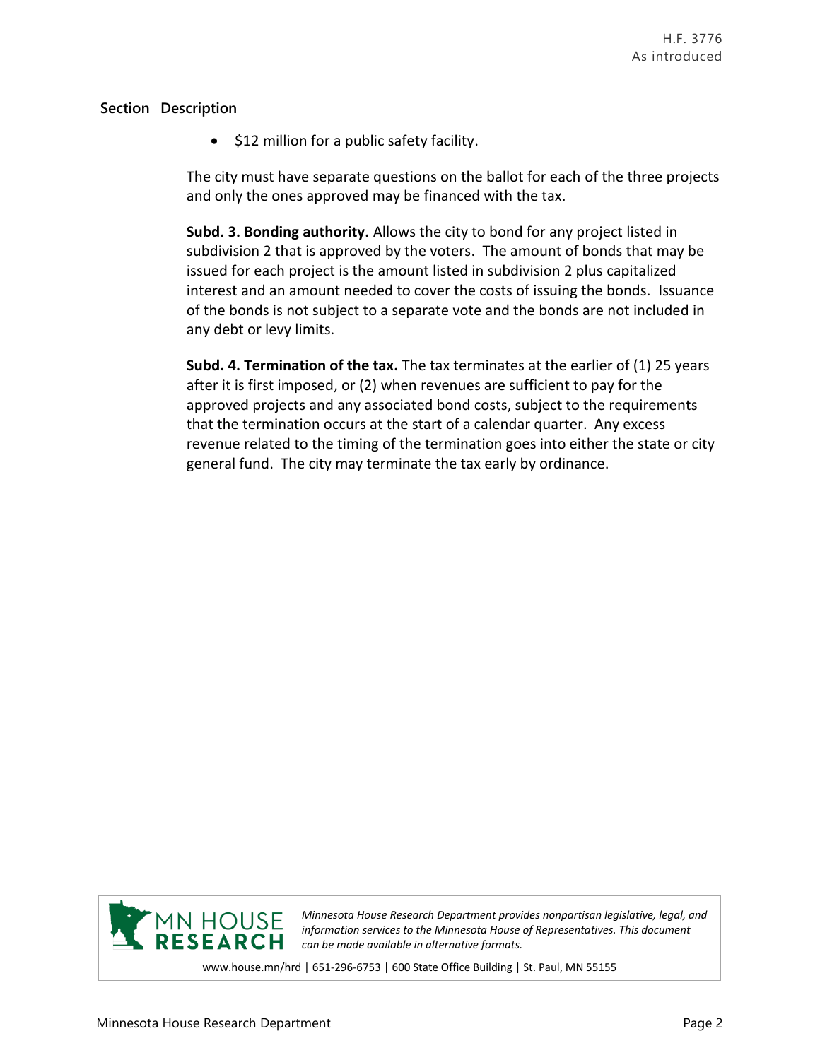| Section | Description |
|---|---|
| | • $12 million for a public safety facility. |

The city must have separate questions on the ballot for each of the three projects and only the ones approved may be financed with the tax.

**Subd. 3. Bonding authority.** Allows the city to bond for any project listed in subdivision 2 that is approved by the voters. The amount of bonds that may be issued for each project is the amount listed in subdivision 2 plus capitalized interest and an amount needed to cover the costs of issuing the bonds. Issuance of the bonds is not subject to a separate vote and the bonds are not included in any debt or levy limits.

**Subd. 4. Termination of the tax.** The tax terminates at the earlier of (1) 25 years after it is first imposed, or (2) when revenues are sufficient to pay for the approved projects and any associated bond costs, subject to the requirements that the termination occurs at the start of a calendar quarter. Any excess revenue related to the timing of the termination goes into either the state or city general fund. The city may terminate the tax early by ordinance.

MN HOUSE RESEARCH

*Minnesota House Research Department provides nonpartisan legislative, legal, and information services to the Minnesota House of Representatives. This document can be made available in alternative formats.*

www.house.mn/hrd | 651-296-6753 | 600 State Office Building | St. Paul, MN 55155